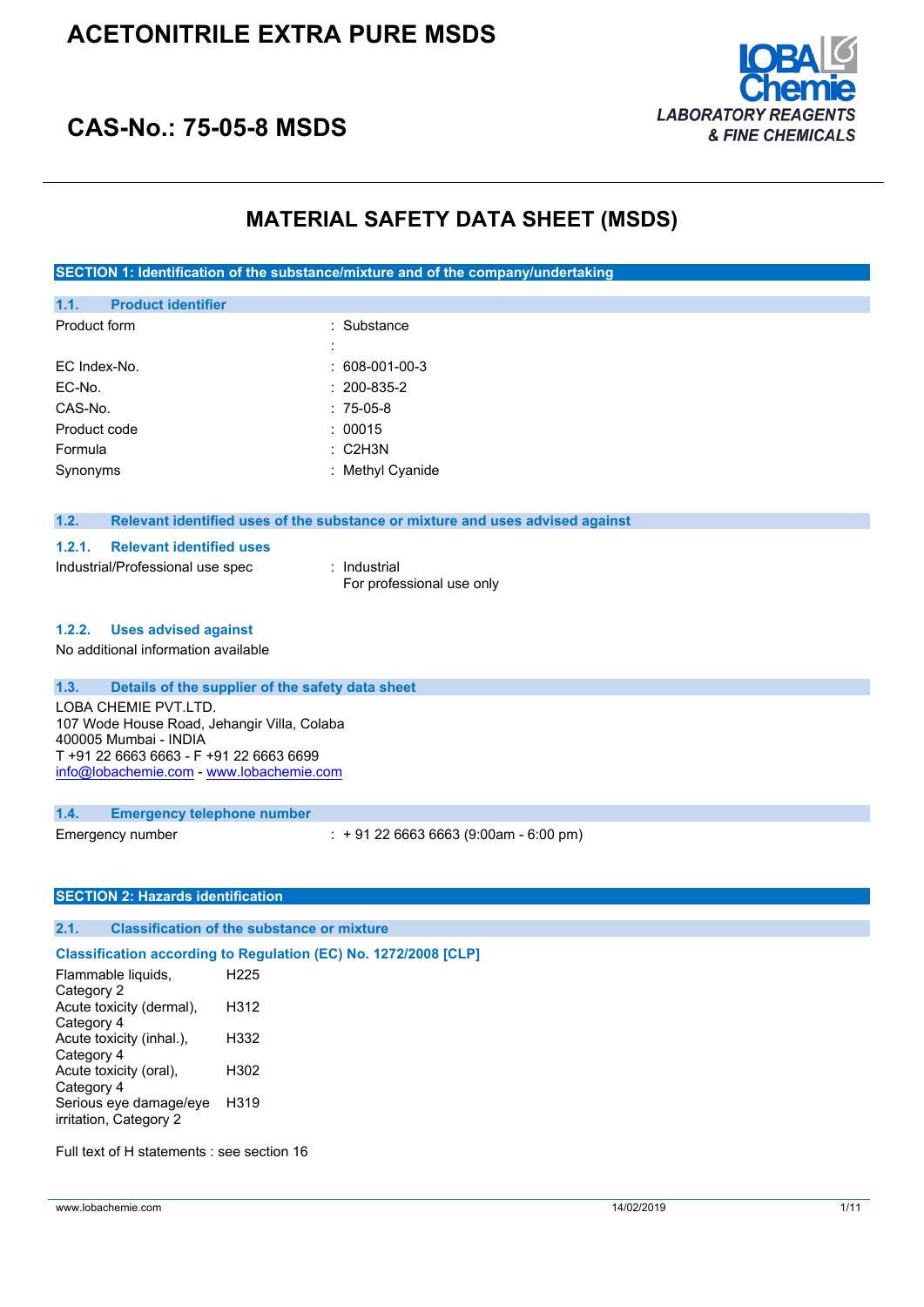# ACETONITRILE EXTRA PURE MSDS

## CAS-No.: 75-05-8 MSDS

LOBA Chemie
*LABORATORY REAGENTS & FINE CHEMICALS*

# MATERIAL SAFETY DATA SHEET (MSDS)

## SECTION 1: Identification of the substance/mixture and of the company/undertaking

### 1.1. Product identifier

| | |
|---|---|
| Product form | : Substance |
| | : |
| EC Index-No. | : 608-001-00-3 |
| EC-No. | : 200-835-2 |
| CAS-No. | : 75-05-8 |
| Product code | : 00015 |
| Formula | : C2H3N |
| Synonyms | : Methyl Cyanide |

### 1.2. Relevant identified uses of the substance or mixture and uses advised against

#### 1.2.1. Relevant identified uses

Industrial/Professional use spec : Industrial
For professional use only

#### 1.2.2. Uses advised against

No additional information available

### 1.3. Details of the supplier of the safety data sheet

LOBA CHEMIE PVT.LTD.
107 Wode House Road, Jehangir Villa, Colaba
400005 Mumbai - INDIA
T +91 22 6663 6663 - F +91 22 6663 6699
info@lobachemie.com - www.lobachemie.com

### 1.4. Emergency telephone number

Emergency number : + 91 22 6663 6663 (9:00am - 6:00 pm)

## SECTION 2: Hazards identification

### 2.1. Classification of the substance or mixture

**Classification according to Regulation (EC) No. 1272/2008 [CLP]**

| | |
|---|---|
| Flammable liquids, Category 2 | H225 |
| Acute toxicity (dermal), Category 4 | H312 |
| Acute toxicity (inhal.), Category 4 | H332 |
| Acute toxicity (oral), Category 4 | H302 |
| Serious eye damage/eye irritation, Category 2 | H319 |

Full text of H statements : see section 16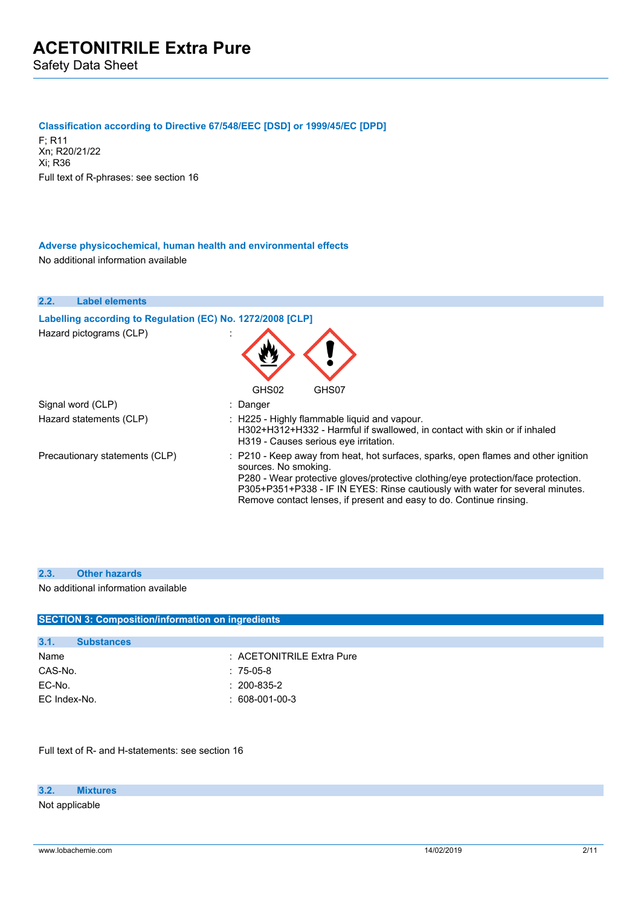#### Classification according to Directive 67/548/EEC [DSD] or 1999/45/EC [DPD]

F; R11
Xn; R20/21/22
Xi; R36
Full text of R-phrases: see section 16

#### Adverse physicochemical, human health and environmental effects

No additional information available

### 2.2. Label elements

#### Labelling according to Regulation (EC) No. 1272/2008 [CLP]

Hazard pictograms (CLP) :

GHS02 GHS07

| | |
|---|---|
| Signal word (CLP) | : Danger |
| Hazard statements (CLP) | : H225 - Highly flammable liquid and vapour.<br>H302+H312+H332 - Harmful if swallowed, in contact with skin or if inhaled<br>H319 - Causes serious eye irritation. |
| Precautionary statements (CLP) | : P210 - Keep away from heat, hot surfaces, sparks, open flames and other ignition sources. No smoking.<br>P280 - Wear protective gloves/protective clothing/eye protection/face protection.<br>P305+P351+P338 - IF IN EYES: Rinse cautiously with water for several minutes. Remove contact lenses, if present and easy to do. Continue rinsing. |

### 2.3. Other hazards

No additional information available

## SECTION 3: Composition/information on ingredients

### 3.1. Substances

| | |
|---|---|
| Name | : ACETONITRILE Extra Pure |
| CAS-No. | : 75-05-8 |
| EC-No. | : 200-835-2 |
| EC Index-No. | : 608-001-00-3 |

Full text of R- and H-statements: see section 16

### 3.2. Mixtures

Not applicable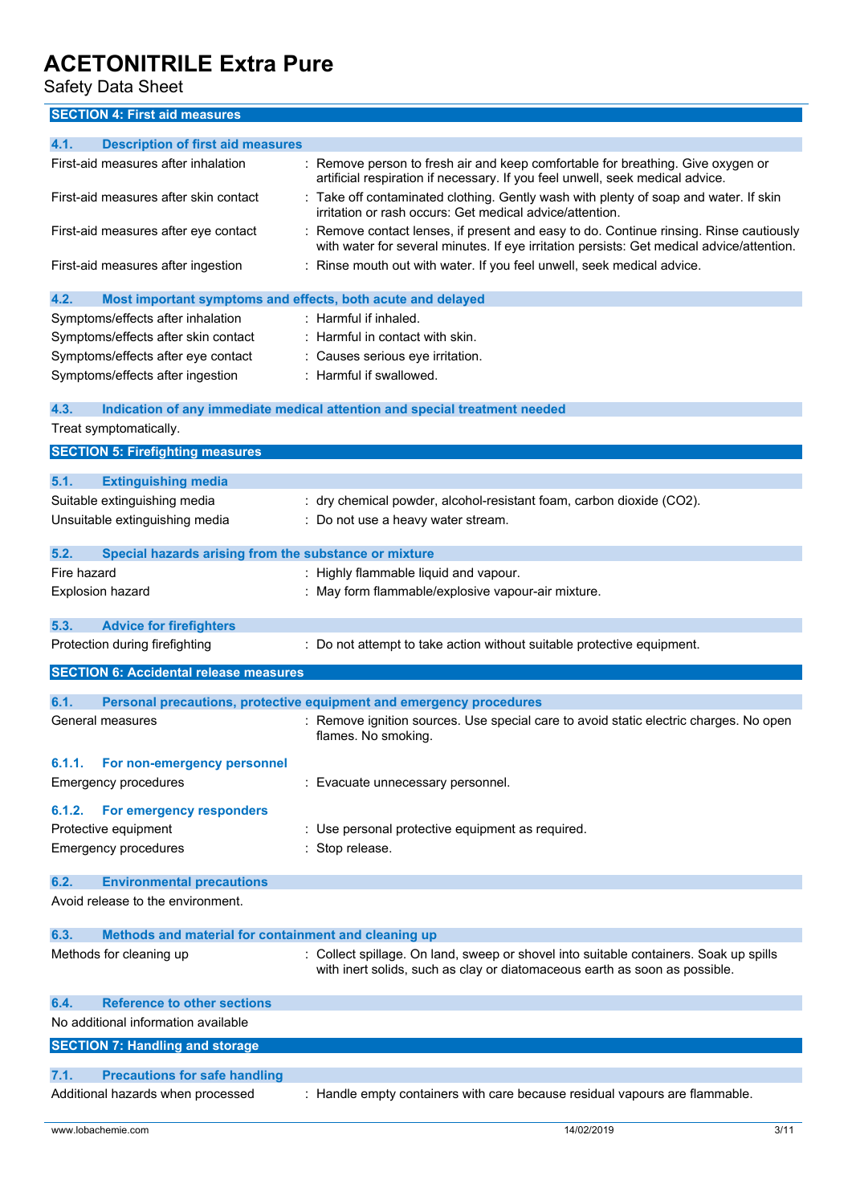## SECTION 4: First aid measures

### 4.1. Description of first aid measures

| | |
|---|---|
| First-aid measures after inhalation | : Remove person to fresh air and keep comfortable for breathing. Give oxygen or artificial respiration if necessary. If you feel unwell, seek medical advice. |
| First-aid measures after skin contact | : Take off contaminated clothing. Gently wash with plenty of soap and water. If skin irritation or rash occurs: Get medical advice/attention. |
| First-aid measures after eye contact | : Remove contact lenses, if present and easy to do. Continue rinsing. Rinse cautiously with water for several minutes. If eye irritation persists: Get medical advice/attention. |
| First-aid measures after ingestion | : Rinse mouth out with water. If you feel unwell, seek medical advice. |

### 4.2. Most important symptoms and effects, both acute and delayed

| | |
|---|---|
| Symptoms/effects after inhalation | : Harmful if inhaled. |
| Symptoms/effects after skin contact | : Harmful in contact with skin. |
| Symptoms/effects after eye contact | : Causes serious eye irritation. |
| Symptoms/effects after ingestion | : Harmful if swallowed. |

### 4.3. Indication of any immediate medical attention and special treatment needed

Treat symptomatically.

## SECTION 5: Firefighting measures

### 5.1. Extinguishing media

| | |
|---|---|
| Suitable extinguishing media | : dry chemical powder, alcohol-resistant foam, carbon dioxide ($CO_2$). |
| Unsuitable extinguishing media | : Do not use a heavy water stream. |

### 5.2. Special hazards arising from the substance or mixture

| | |
|---|---|
| Fire hazard | : Highly flammable liquid and vapour. |
| Explosion hazard | : May form flammable/explosive vapour-air mixture. |

### 5.3. Advice for firefighters

| | |
|---|---|
| Protection during firefighting | : Do not attempt to take action without suitable protective equipment. |

## SECTION 6: Accidental release measures

### 6.1. Personal precautions, protective equipment and emergency procedures

| | |
|---|---|
| General measures | : Remove ignition sources. Use special care to avoid static electric charges. No open flames. No smoking. |

#### 6.1.1. For non-emergency personnel

| | |
|---|---|
| Emergency procedures | : Evacuate unnecessary personnel. |

#### 6.1.2. For emergency responders

| | |
|---|---|
| Protective equipment | : Use personal protective equipment as required. |
| Emergency procedures | : Stop release. |

### 6.2. Environmental precautions

Avoid release to the environment.

### 6.3. Methods and material for containment and cleaning up

| | |
|---|---|
| Methods for cleaning up | : Collect spillage. On land, sweep or shovel into suitable containers. Soak up spills with inert solids, such as clay or diatomaceous earth as soon as possible. |

### 6.4. Reference to other sections

No additional information available

## SECTION 7: Handling and storage

### 7.1. Precautions for safe handling

| | |
|---|---|
| Additional hazards when processed | : Handle empty containers with care because residual vapours are flammable. |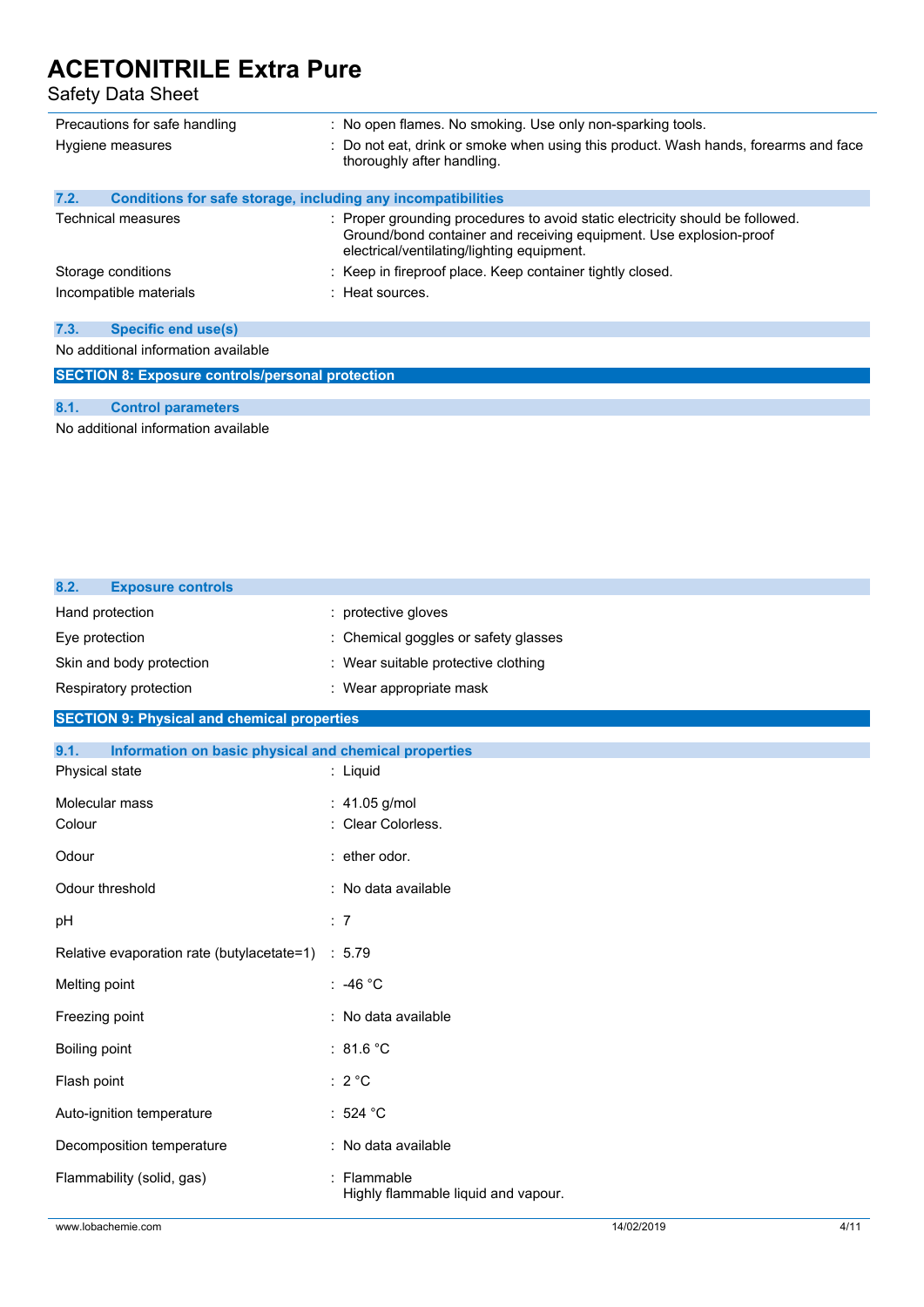| | |
|---|---|
| Precautions for safe handling | : No open flames. No smoking. Use only non-sparking tools. |
| Hygiene measures | : Do not eat, drink or smoke when using this product. Wash hands, forearms and face thoroughly after handling. |

### 7.2. Conditions for safe storage, including any incompatibilities

| | |
|---|---|
| Technical measures | : Proper grounding procedures to avoid static electricity should be followed. Ground/bond container and receiving equipment. Use explosion-proof electrical/ventilating/lighting equipment. |
| Storage conditions | : Keep in fireproof place. Keep container tightly closed. |
| Incompatible materials | : Heat sources. |

### 7.3. Specific end use(s)

No additional information available

## SECTION 8: Exposure controls/personal protection

### 8.1. Control parameters

No additional information available

### 8.2. Exposure controls

| | |
|---|---|
| Hand protection | : protective gloves |
| Eye protection | : Chemical goggles or safety glasses |
| Skin and body protection | : Wear suitable protective clothing |
| Respiratory protection | : Wear appropriate mask |

## SECTION 9: Physical and chemical properties

### 9.1. Information on basic physical and chemical properties

| | |
|---|---|
| Physical state | : Liquid |
| Molecular mass | : 41.05 g/mol |
| Colour | : Clear Colorless. |
| Odour | : ether odor. |
| Odour threshold | : No data available |
| pH | : 7 |
| Relative evaporation rate (butylacetate=1) | : 5.79 |
| Melting point | : -46 °C |
| Freezing point | : No data available |
| Boiling point | : 81.6 °C |
| Flash point | : 2 °C |
| Auto-ignition temperature | : 524 °C |
| Decomposition temperature | : No data available |
| Flammability (solid, gas) | : Flammable<br>Highly flammable liquid and vapour. |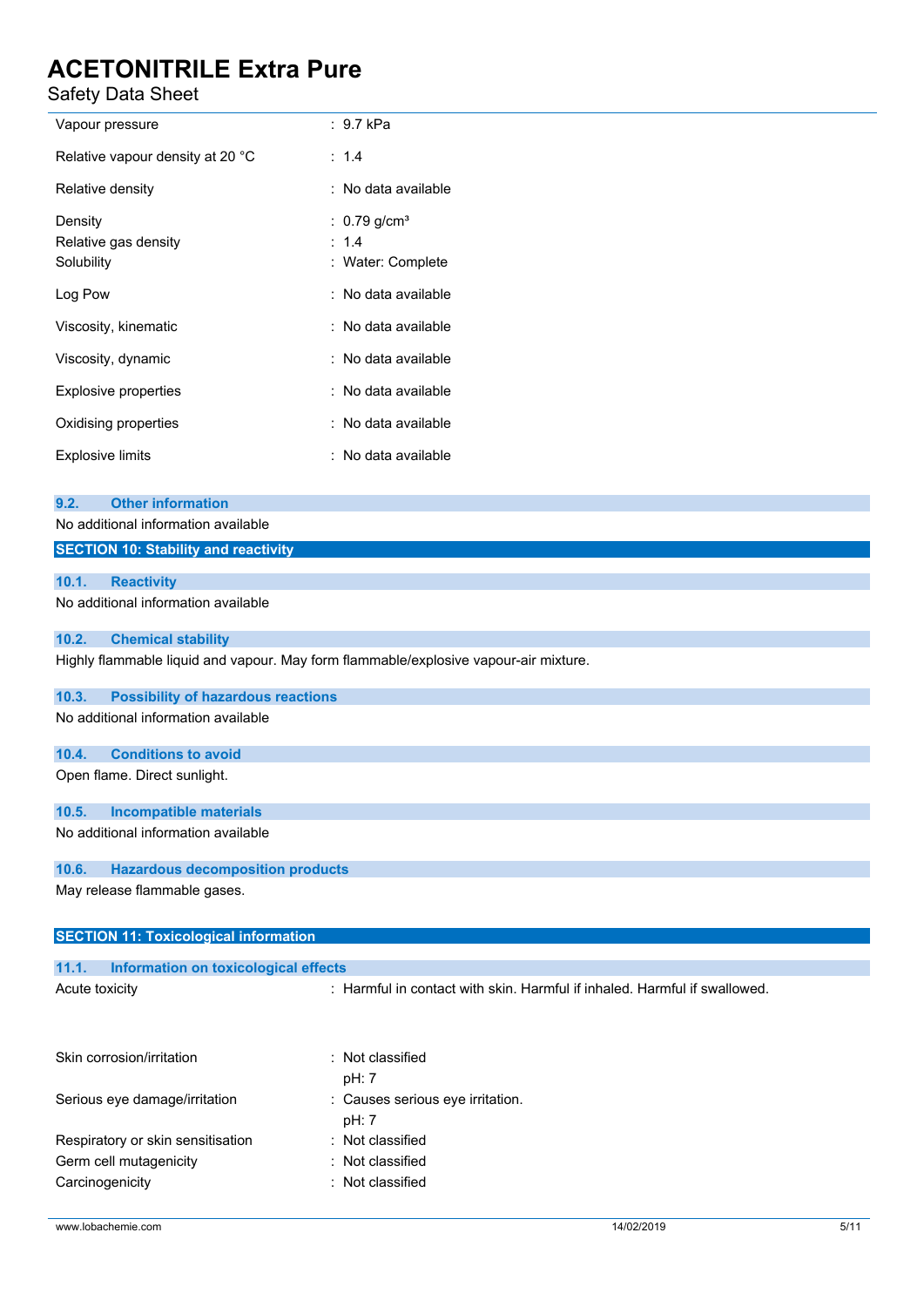| | |
|---|---|
| Vapour pressure | : 9.7 kPa |
| Relative vapour density at 20 °C | : 1.4 |
| Relative density | : No data available |
| Density | : 0.79 g/cm³ |
| Relative gas density | : 1.4 |
| Solubility | : Water: Complete |
| Log Pow | : No data available |
| Viscosity, kinematic | : No data available |
| Viscosity, dynamic | : No data available |
| Explosive properties | : No data available |
| Oxidising properties | : No data available |
| Explosive limits | : No data available |

### 9.2. Other information

No additional information available

## SECTION 10: Stability and reactivity

### 10.1. Reactivity

No additional information available

### 10.2. Chemical stability

Highly flammable liquid and vapour. May form flammable/explosive vapour-air mixture.

### 10.3. Possibility of hazardous reactions

No additional information available

### 10.4. Conditions to avoid

Open flame. Direct sunlight.

### 10.5. Incompatible materials

No additional information available

### 10.6. Hazardous decomposition products

May release flammable gases.

## SECTION 11: Toxicological information

### 11.1. Information on toxicological effects

| | |
|---|---|
| Acute toxicity | : Harmful in contact with skin. Harmful if inhaled. Harmful if swallowed. |
| Skin corrosion/irritation | : Not classified<br>pH: 7 |
| Serious eye damage/irritation | : Causes serious eye irritation.<br>pH: 7 |
| Respiratory or skin sensitisation | : Not classified |
| Germ cell mutagenicity | : Not classified |
| Carcinogenicity | : Not classified |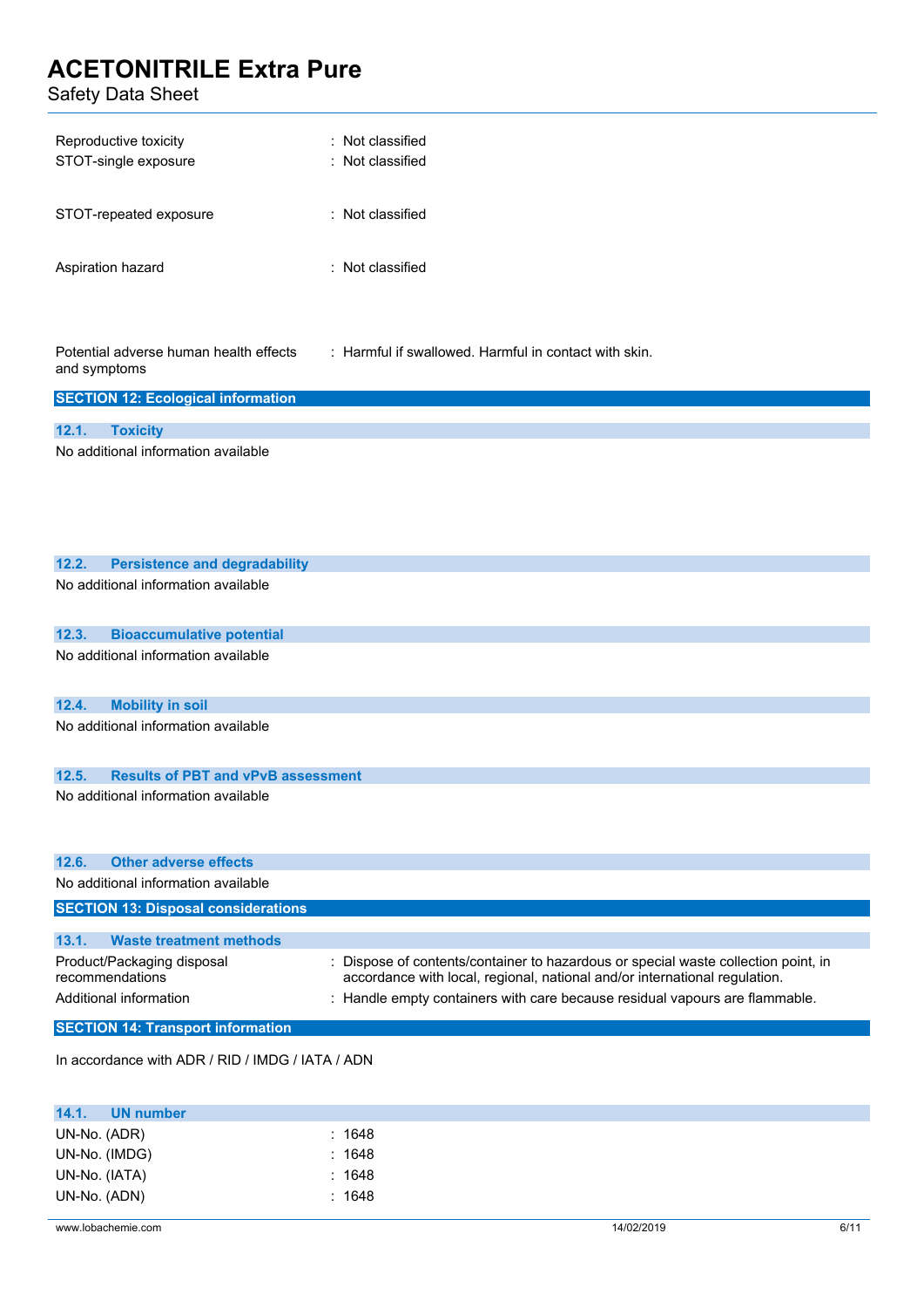| | |
|---|---|
| Reproductive toxicity | : Not classified |
| STOT-single exposure | : Not classified |
| STOT-repeated exposure | : Not classified |
| Aspiration hazard | : Not classified |
| Potential adverse human health effects and symptoms | : Harmful if swallowed. Harmful in contact with skin. |

## SECTION 12: Ecological information

### 12.1. Toxicity

No additional information available

### 12.2. Persistence and degradability

No additional information available

### 12.3. Bioaccumulative potential

No additional information available

### 12.4. Mobility in soil

No additional information available

### 12.5. Results of PBT and vPvB assessment

No additional information available

### 12.6. Other adverse effects

No additional information available

## SECTION 13: Disposal considerations

### 13.1. Waste treatment methods

| | |
|---|---|
| Product/Packaging disposal recommendations | : Dispose of contents/container to hazardous or special waste collection point, in accordance with local, regional, national and/or international regulation. |
| Additional information | : Handle empty containers with care because residual vapours are flammable. |

## SECTION 14: Transport information

In accordance with ADR / RID / IMDG / IATA / ADN

### 14.1. UN number

| | |
|---|---|
| UN-No. (ADR) | : 1648 |
| UN-No. (IMDG) | : 1648 |
| UN-No. (IATA) | : 1648 |
| UN-No. (ADN) | : 1648 |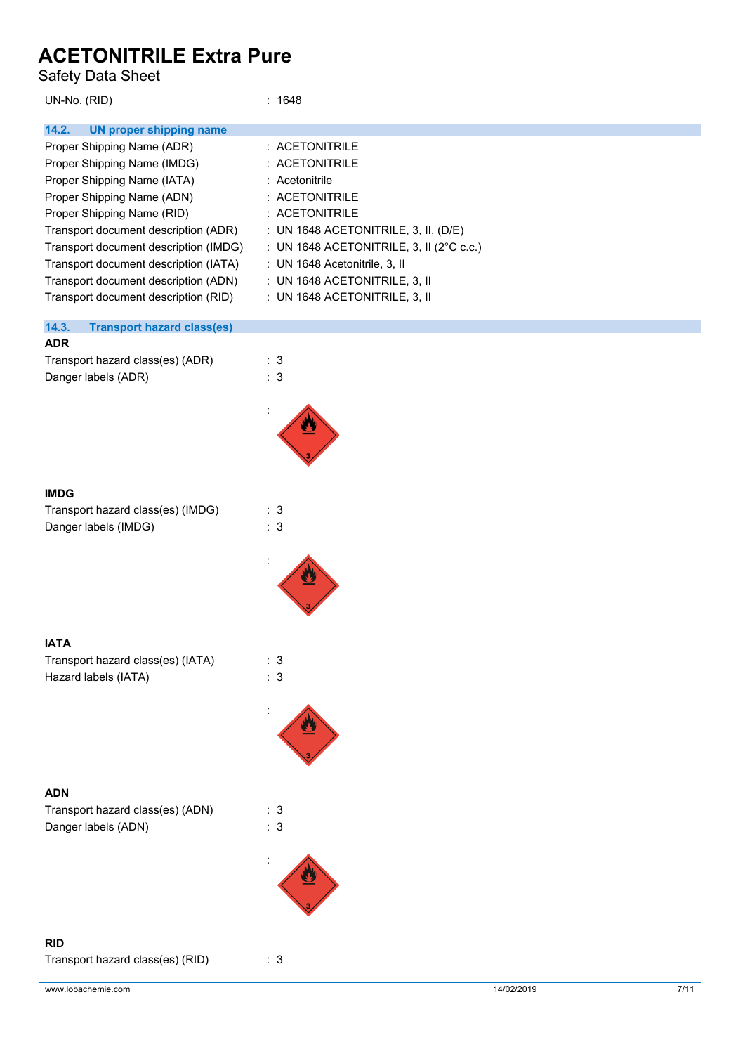UN-No. (RID) : 1648

### 14.2. UN proper shipping name

Proper Shipping Name (ADR) : ACETONITRILE
Proper Shipping Name (IMDG) : ACETONITRILE
Proper Shipping Name (IATA) : Acetonitrile
Proper Shipping Name (ADN) : ACETONITRILE
Proper Shipping Name (RID) : ACETONITRILE
Transport document description (ADR) : UN 1648 ACETONITRILE, 3, II, (D/E)
Transport document description (IMDG) : UN 1648 ACETONITRILE, 3, II (2°C c.c.)
Transport document description (IATA) : UN 1648 Acetonitrile, 3, II
Transport document description (ADN) : UN 1648 ACETONITRILE, 3, II
Transport document description (RID) : UN 1648 ACETONITRILE, 3, II

### 14.3. Transport hazard class(es)

**ADR**

Transport hazard class(es) (ADR) : 3
Danger labels (ADR) : 3

:

**IMDG**

Transport hazard class(es) (IMDG) : 3
Danger labels (IMDG) : 3

:

**IATA**

Transport hazard class(es) (IATA) : 3
Hazard labels (IATA) : 3

:

**ADN**

Transport hazard class(es) (ADN) : 3
Danger labels (ADN) : 3

:

**RID**

Transport hazard class(es) (RID) : 3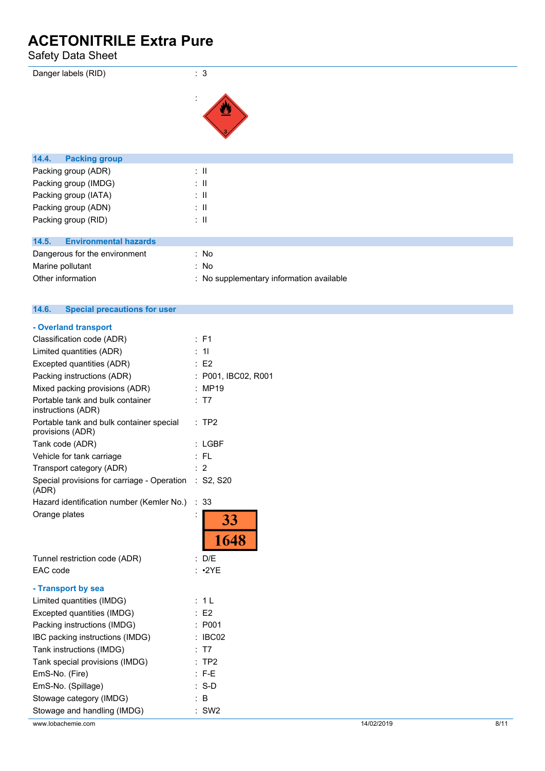| | |
|---|---|
| Danger labels (RID) | : 3 |
| | : |

## 14.4. Packing group

| | |
|---|---|
| Packing group (ADR) | : II |
| Packing group (IMDG) | : II |
| Packing group (IATA) | : II |
| Packing group (ADN) | : II |
| Packing group (RID) | : II |

## 14.5. Environmental hazards

| | |
|---|---|
| Dangerous for the environment | : No |
| Marine pollutant | : No |
| Other information | : No supplementary information available |

## 14.6. Special precautions for user

### - Overland transport

| | |
|---|---|
| Classification code (ADR) | : F1 |
| Limited quantities (ADR) | : 1l |
| Excepted quantities (ADR) | : E2 |
| Packing instructions (ADR) | : P001, IBC02, R001 |
| Mixed packing provisions (ADR) | : MP19 |
| Portable tank and bulk container instructions (ADR) | : T7 |
| Portable tank and bulk container special provisions (ADR) | : TP2 |
| Tank code (ADR) | : LGBF |
| Vehicle for tank carriage | : FL |
| Transport category (ADR) | : 2 |
| Special provisions for carriage - Operation (ADR) | : S2, S20 |
| Hazard identification number (Kemler No.) | : 33 |
| Orange plates | : 33 / 1648 |
| Tunnel restriction code (ADR) | : D/E |
| EAC code | : •2YE |

### - Transport by sea

| | |
|---|---|
| Limited quantities (IMDG) | : 1 L |
| Excepted quantities (IMDG) | : E2 |
| Packing instructions (IMDG) | : P001 |
| IBC packing instructions (IMDG) | : IBC02 |
| Tank instructions (IMDG) | : T7 |
| Tank special provisions (IMDG) | : TP2 |
| EmS-No. (Fire) | : F-E |
| EmS-No. (Spillage) | : S-D |
| Stowage category (IMDG) | : B |
| Stowage and handling (IMDG) | : SW2 |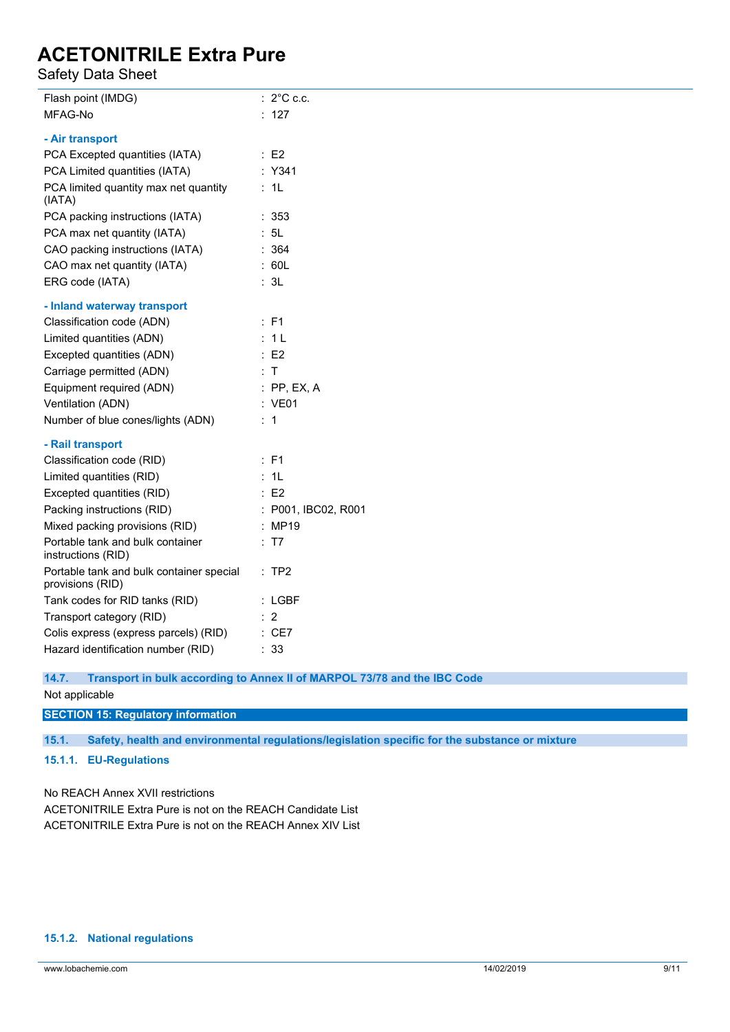| | |
|---|---|
| Flash point (IMDG) | : 2°C c.c. |
| MFAG-No | : 127 |

**- Air transport**

| | |
|---|---|
| PCA Excepted quantities (IATA) | : E2 |
| PCA Limited quantities (IATA) | : Y341 |
| PCA limited quantity max net quantity (IATA) | : 1L |
| PCA packing instructions (IATA) | : 353 |
| PCA max net quantity (IATA) | : 5L |
| CAO packing instructions (IATA) | : 364 |
| CAO max net quantity (IATA) | : 60L |
| ERG code (IATA) | : 3L |

**- Inland waterway transport**

| | |
|---|---|
| Classification code (ADN) | : F1 |
| Limited quantities (ADN) | : 1 L |
| Excepted quantities (ADN) | : E2 |
| Carriage permitted (ADN) | : T |
| Equipment required (ADN) | : PP, EX, A |
| Ventilation (ADN) | : VE01 |
| Number of blue cones/lights (ADN) | : 1 |

**- Rail transport**

| | |
|---|---|
| Classification code (RID) | : F1 |
| Limited quantities (RID) | : 1L |
| Excepted quantities (RID) | : E2 |
| Packing instructions (RID) | : P001, IBC02, R001 |
| Mixed packing provisions (RID) | : MP19 |
| Portable tank and bulk container instructions (RID) | : T7 |
| Portable tank and bulk container special provisions (RID) | : TP2 |
| Tank codes for RID tanks (RID) | : LGBF |
| Transport category (RID) | : 2 |
| Colis express (express parcels) (RID) | : CE7 |
| Hazard identification number (RID) | : 33 |

### 14.7. Transport in bulk according to Annex II of MARPOL 73/78 and the IBC Code

Not applicable

## SECTION 15: Regulatory information

### 15.1. Safety, health and environmental regulations/legislation specific for the substance or mixture

#### 15.1.1. EU-Regulations

No REACH Annex XVII restrictions
ACETONITRILE Extra Pure is not on the REACH Candidate List
ACETONITRILE Extra Pure is not on the REACH Annex XIV List

#### 15.1.2. National regulations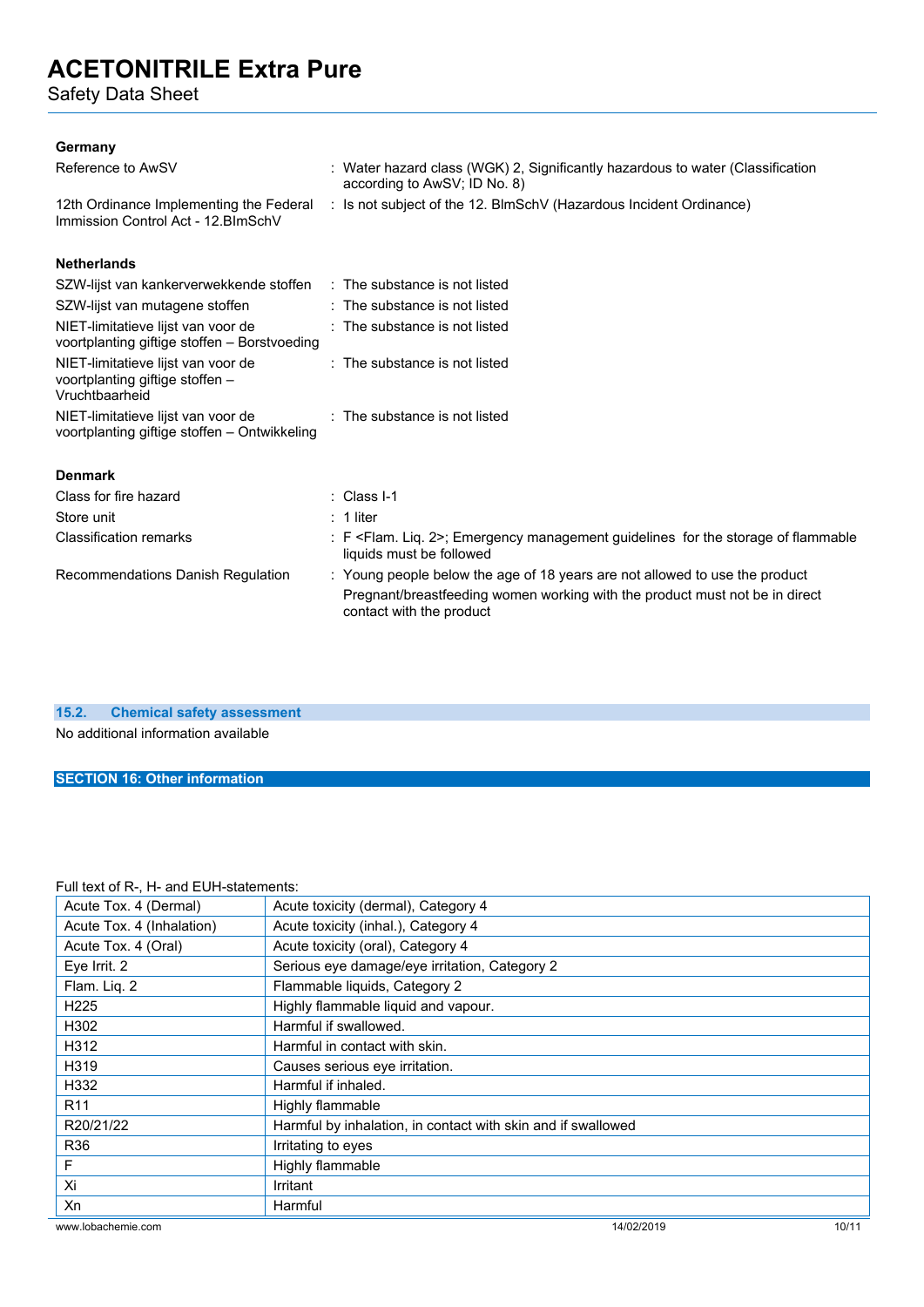# ACETONITRILE Extra Pure

Safety Data Sheet

**Germany**

| | |
|---|---|
| Reference to AwSV | : Water hazard class (WGK) 2, Significantly hazardous to water (Classification according to AwSV; ID No. 8) |
| 12th Ordinance Implementing the Federal Immission Control Act - 12.BImSchV | : Is not subject of the 12. BlmSchV (Hazardous Incident Ordinance) |

**Netherlands**

| | |
|---|---|
| SZW-lijst van kankerverwekkende stoffen | : The substance is not listed |
| SZW-lijst van mutagene stoffen | : The substance is not listed |
| NIET-limitatieve lijst van voor de voortplanting giftige stoffen – Borstvoeding | : The substance is not listed |
| NIET-limitatieve lijst van voor de voortplanting giftige stoffen – Vruchtbaarheid | : The substance is not listed |
| NIET-limitatieve lijst van voor de voortplanting giftige stoffen – Ontwikkeling | : The substance is not listed |

**Denmark**

| | |
|---|---|
| Class for fire hazard | : Class I-1 |
| Store unit | : 1 liter |
| Classification remarks | : F <Flam. Liq. 2>; Emergency management guidelines for the storage of flammable liquids must be followed |
| Recommendations Danish Regulation | : Young people below the age of 18 years are not allowed to use the product<br>Pregnant/breastfeeding women working with the product must not be in direct contact with the product |

### 15.2. Chemical safety assessment

No additional information available

## SECTION 16: Other information

Full text of R-, H- and EUH-statements:

| | |
|---|---|
| Acute Tox. 4 (Dermal) | Acute toxicity (dermal), Category 4 |
| Acute Tox. 4 (Inhalation) | Acute toxicity (inhal.), Category 4 |
| Acute Tox. 4 (Oral) | Acute toxicity (oral), Category 4 |
| Eye Irrit. 2 | Serious eye damage/eye irritation, Category 2 |
| Flam. Liq. 2 | Flammable liquids, Category 2 |
| H225 | Highly flammable liquid and vapour. |
| H302 | Harmful if swallowed. |
| H312 | Harmful in contact with skin. |
| H319 | Causes serious eye irritation. |
| H332 | Harmful if inhaled. |
| R11 | Highly flammable |
| R20/21/22 | Harmful by inhalation, in contact with skin and if swallowed |
| R36 | Irritating to eyes |
| F | Highly flammable |
| Xi | Irritant |
| Xn | Harmful |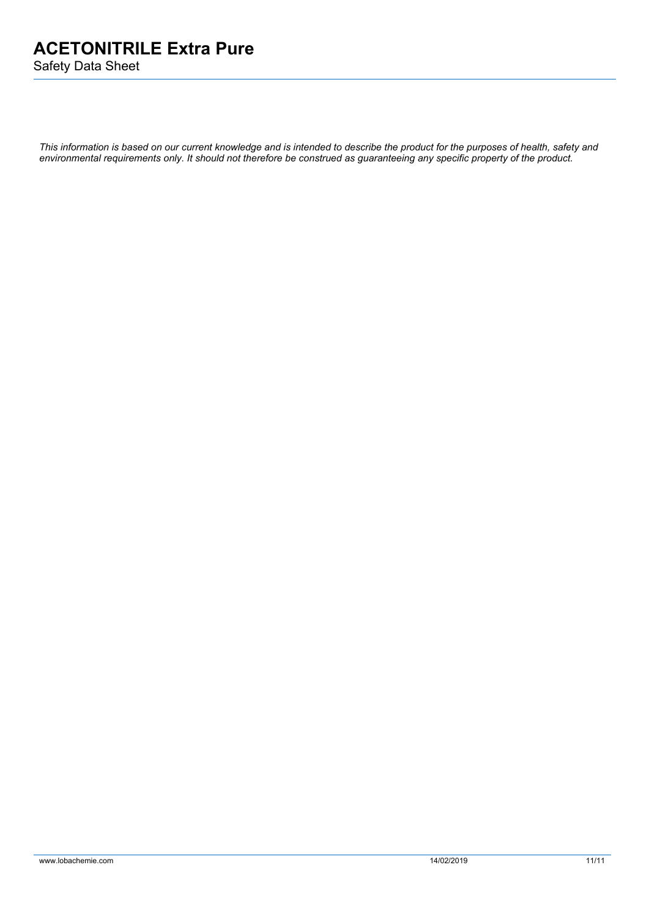*This information is based on our current knowledge and is intended to describe the product for the purposes of health, safety and environmental requirements only. It should not therefore be construed as guaranteeing any specific property of the product.*